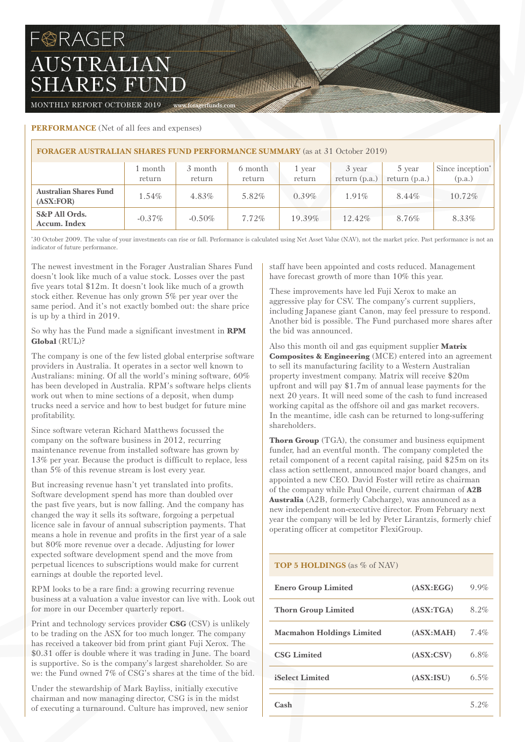# FORAGER AUSTRALIAN SHARES FUND

MONTHLY REPORT OCTOBER 2019 www.foragerfunds.com

**PERFORMANCE** (Net of all fees and expenses)

| FORAGER AUSTRALIAN SHARES FUND PERFORMANCE SUMMARY (as at 31 October 2019) | | | | | | | |
|---|---|---|---|---|---|---|---|
| | 1 month return | 3 month return | 6 month return | 1 year return | 3 year return (p.a.) | 5 year return (p.a.) | Since inception* (p.a.) |
| **Australian Shares Fund (ASX:FOR)** | 1.54% | 4.83% | 5.82% | 0.39% | 1.91% | 8.44% | 10.72% |
| **S&P All Ords. Accum. Index** | -0.37% | -0.50% | 7.72% | 19.39% | 12.42% | 8.76% | 8.33% |

*30 October 2009. The value of your investments can rise or fall. Performance is calculated using Net Asset Value (NAV), not the market price. Past performance is not an indicator of future performance.

The newest investment in the Forager Australian Shares Fund doesn't look like much of a value stock. Losses over the past five years total $12m. It doesn't look like much of a growth stock either. Revenue has only grown 5% per year over the same period. And it's not exactly bombed out: the share price is up by a third in 2019.

So why has the Fund made a significant investment in **RPM Global** (RUL)?

The company is one of the few listed global enterprise software providers in Australia. It operates in a sector well known to Australians: mining. Of all the world's mining software, 60% has been developed in Australia. RPM's software helps clients work out when to mine sections of a deposit, when dump trucks need a service and how to best budget for future mine profitability.

Since software veteran Richard Matthews focussed the company on the software business in 2012, recurring maintenance revenue from installed software has grown by 13% per year. Because the product is difficult to replace, less than 5% of this revenue stream is lost every year.

But increasing revenue hasn't yet translated into profits. Software development spend has more than doubled over the past five years, but is now falling. And the company has changed the way it sells its software, forgoing a perpetual licence sale in favour of annual subscription payments. That means a hole in revenue and profits in the first year of a sale but 80% more revenue over a decade. Adjusting for lower expected software development spend and the move from perpetual licences to subscriptions would make for current earnings at double the reported level.

RPM looks to be a rare find: a growing recurring revenue business at a valuation a value investor can live with. Look out for more in our December quarterly report.

Print and technology services provider **CSG** (CSV) is unlikely to be trading on the ASX for too much longer. The company has received a takeover bid from print giant Fuji Xerox. The $0.31 offer is double where it was trading in June. The board is supportive. So is the company's largest shareholder. So are we: the Fund owned 7% of CSG's shares at the time of the bid.

Under the stewardship of Mark Bayliss, initially executive chairman and now managing director, CSG is in the midst of executing a turnaround. Culture has improved, new senior staff have been appointed and costs reduced. Management have forecast growth of more than 10% this year.

These improvements have led Fuji Xerox to make an aggressive play for CSV. The company's current suppliers, including Japanese giant Canon, may feel pressure to respond. Another bid is possible. The Fund purchased more shares after the bid was announced.

Also this month oil and gas equipment supplier **Matrix Composites & Engineering** (MCE) entered into an agreement to sell its manufacturing facility to a Western Australian property investment company. Matrix will receive $20m upfront and will pay $1.7m of annual lease payments for the next 20 years. It will need some of the cash to fund increased working capital as the offshore oil and gas market recovers. In the meantime, idle cash can be returned to long-suffering shareholders.

**Thorn Group** (TGA), the consumer and business equipment funder, had an eventful month. The company completed the retail component of a recent capital raising, paid $25m on its class action settlement, announced major board changes, and appointed a new CEO. David Foster will retire as chairman of the company while Paul Oneile, current chairman of **A2B Australia** (A2B, formerly Cabcharge), was announced as a new independent non-executive director. From February next year the company will be led by Peter Lirantzis, formerly chief operating officer at competitor FlexiGroup.

| TOP 5 HOLDINGS (as % of NAV) | | |
|---|---|---|
| **Enero Group Limited** | **(ASX:EGG)** | 9.9% |
| **Thorn Group Limited** | **(ASX:TGA)** | 8.2% |
| **Macmahon Holdings Limited** | **(ASX:MAH)** | 7.4% |
| **CSG Limited** | **(ASX:CSV)** | 6.8% |
| **iSelect Limited** | **(ASX:ISU)** | 6.5% |
| **Cash** | | 5.2% |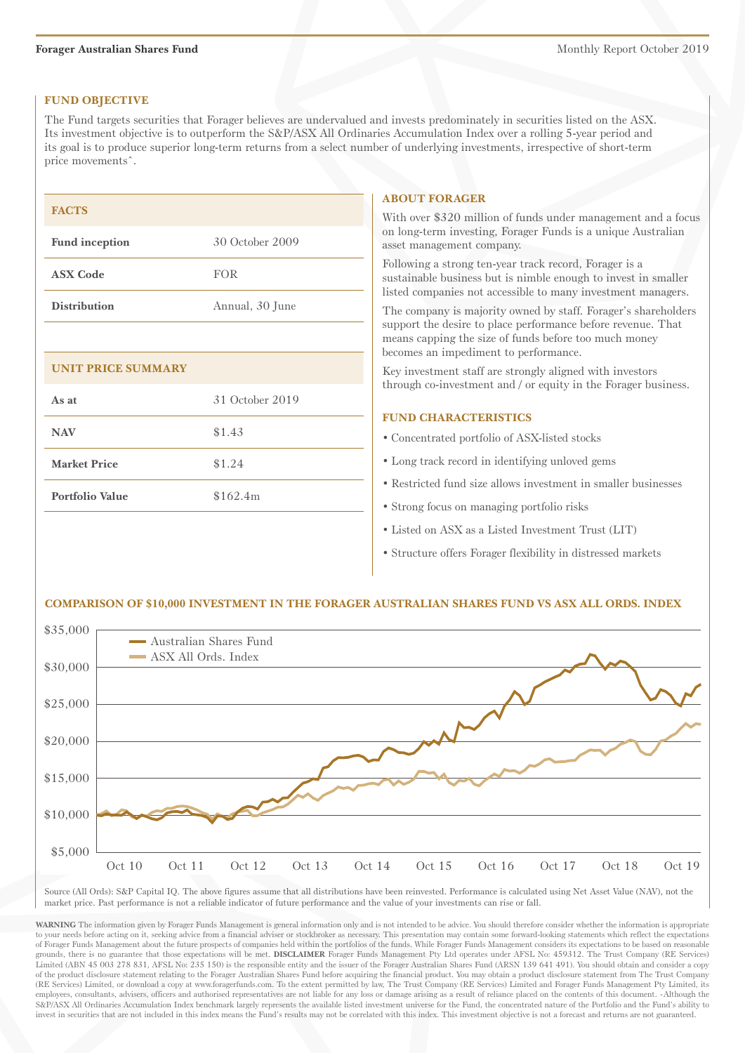## FUND OBJECTIVE

The Fund targets securities that Forager believes are undervalued and invests predominately in securities listed on the ASX. Its investment objective is to outperform the S&P/ASX All Ordinaries Accumulation Index over a rolling 5-year period and its goal is to produce superior long-term returns from a select number of underlying investments, irrespective of short-term price movements^.

| FACTS | |
|---|---|
| **Fund inception** | 30 October 2009 |
| **ASX Code** | FOR |
| **Distribution** | Annual, 30 June |

| UNIT PRICE SUMMARY | |
|---|---|
| **As at** | 31 October 2019 |
| **NAV** | $1.43 |
| **Market Price** | $1.24 |
| **Portfolio Value** | $162.4m |

## ABOUT FORAGER

With over $320 million of funds under management and a focus on long-term investing, Forager Funds is a unique Australian asset management company.

Following a strong ten-year track record, Forager is a sustainable business but is nimble enough to invest in smaller listed companies not accessible to many investment managers.

The company is majority owned by staff. Forager's shareholders support the desire to place performance before revenue. That means capping the size of funds before too much money becomes an impediment to performance.

Key investment staff are strongly aligned with investors through co-investment and / or equity in the Forager business.

## FUND CHARACTERISTICS

- Concentrated portfolio of ASX-listed stocks
- Long track record in identifying unloved gems
- Restricted fund size allows investment in smaller businesses
- Strong focus on managing portfolio risks
- Listed on ASX as a Listed Investment Trust (LIT)
- Structure offers Forager flexibility in distressed markets

## COMPARISON OF $10,000 INVESTMENT IN THE FORAGER AUSTRALIAN SHARES FUND VS ASX ALL ORDS. INDEX

Australian Shares Fund
ASX All Ords. Index

$35,000
$30,000
$25,000
$20,000
$15,000
$10,000
$5,000

Oct 10, Oct 11, Oct 12, Oct 13, Oct 14, Oct 15, Oct 16, Oct 17, Oct 18, Oct 19

Source (All Ords): S&P Capital IQ. The above figures assume that all distributions have been reinvested. Performance is calculated using Net Asset Value (NAV), not the market price. Past performance is not a reliable indicator of future performance and the value of your investments can rise or fall.

**WARNING** The information given by Forager Funds Management is general information only and is not intended to be advice. You should therefore consider whether the information is appropriate to your needs before acting on it, seeking advice from a financial adviser or stockbroker as necessary. This presentation may contain some forward-looking statements which reflect the expectations of Forager Funds Management about the future prospects of companies held within the portfolios of the funds. While Forager Funds Management considers its expectations to be based on reasonable grounds, there is no guarantee that those expectations will be met. **DISCLAIMER** Forager Funds Management Pty Ltd operates under AFSL No: 459312. The Trust Company (RE Services) Limited (ABN 45 003 278 831, AFSL No: 235 150) is the responsible entity and the issuer of the Forager Australian Shares Fund (ARSN 139 641 491). You should obtain and consider a copy of the product disclosure statement relating to the Forager Australian Shares Fund before acquiring the financial product. You may obtain a product disclosure statement from The Trust Company (RE Services) Limited, or download a copy at www.foragerfunds.com. To the extent permitted by law, The Trust Company (RE Services) Limited and Forager Funds Management Pty Limited, its employees, consultants, advisers, officers and authorised representatives are not liable for any loss or damage arising as a result of reliance placed on the contents of this document. ^Although the S&P/ASX All Ordinaries Accumulation Index benchmark largely represents the available listed investment universe for the Fund, the concentrated nature of the Portfolio and the Fund's ability to invest in securities that are not included in this index means the Fund's results may not be correlated with this index. This investment objective is not a forecast and returns are not guaranteed.